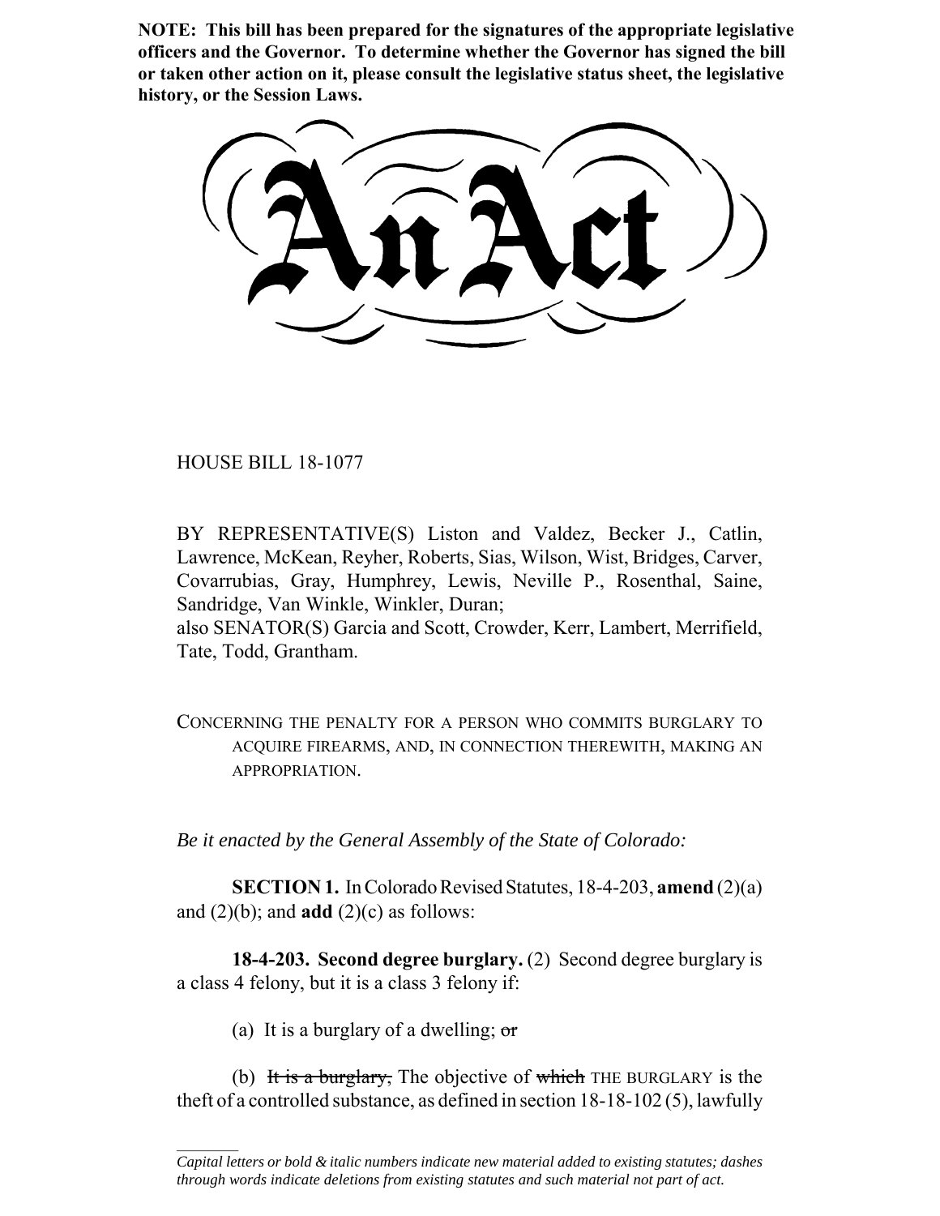**NOTE: This bill has been prepared for the signatures of the appropriate legislative officers and the Governor. To determine whether the Governor has signed the bill or taken other action on it, please consult the legislative status sheet, the legislative history, or the Session Laws.**

# An Act

HOUSE BILL 18-1077

BY REPRESENTATIVE(S) Liston and Valdez, Becker J., Catlin, Lawrence, McKean, Reyher, Roberts, Sias, Wilson, Wist, Bridges, Carver, Covarrubias, Gray, Humphrey, Lewis, Neville P., Rosenthal, Saine, Sandridge, Van Winkle, Winkler, Duran;
also SENATOR(S) Garcia and Scott, Crowder, Kerr, Lambert, Merrifield, Tate, Todd, Grantham.

CONCERNING THE PENALTY FOR A PERSON WHO COMMITS BURGLARY TO ACQUIRE FIREARMS, AND, IN CONNECTION THEREWITH, MAKING AN APPROPRIATION.

*Be it enacted by the General Assembly of the State of Colorado:*

**SECTION 1.** In Colorado Revised Statutes, 18-4-203, **amend** (2)(a) and (2)(b); and **add** (2)(c) as follows:

**18-4-203. Second degree burglary.** (2) Second degree burglary is a class 4 felony, but it is a class 3 felony if:

(a) It is a burglary of a dwelling; ~~or~~

(b) ~~It is a burglary,~~ The objective of ~~which~~ THE BURGLARY is the theft of a controlled substance, as defined in section 18-18-102 (5), lawfully

---

*Capital letters or bold & italic numbers indicate new material added to existing statutes; dashes through words indicate deletions from existing statutes and such material not part of act.*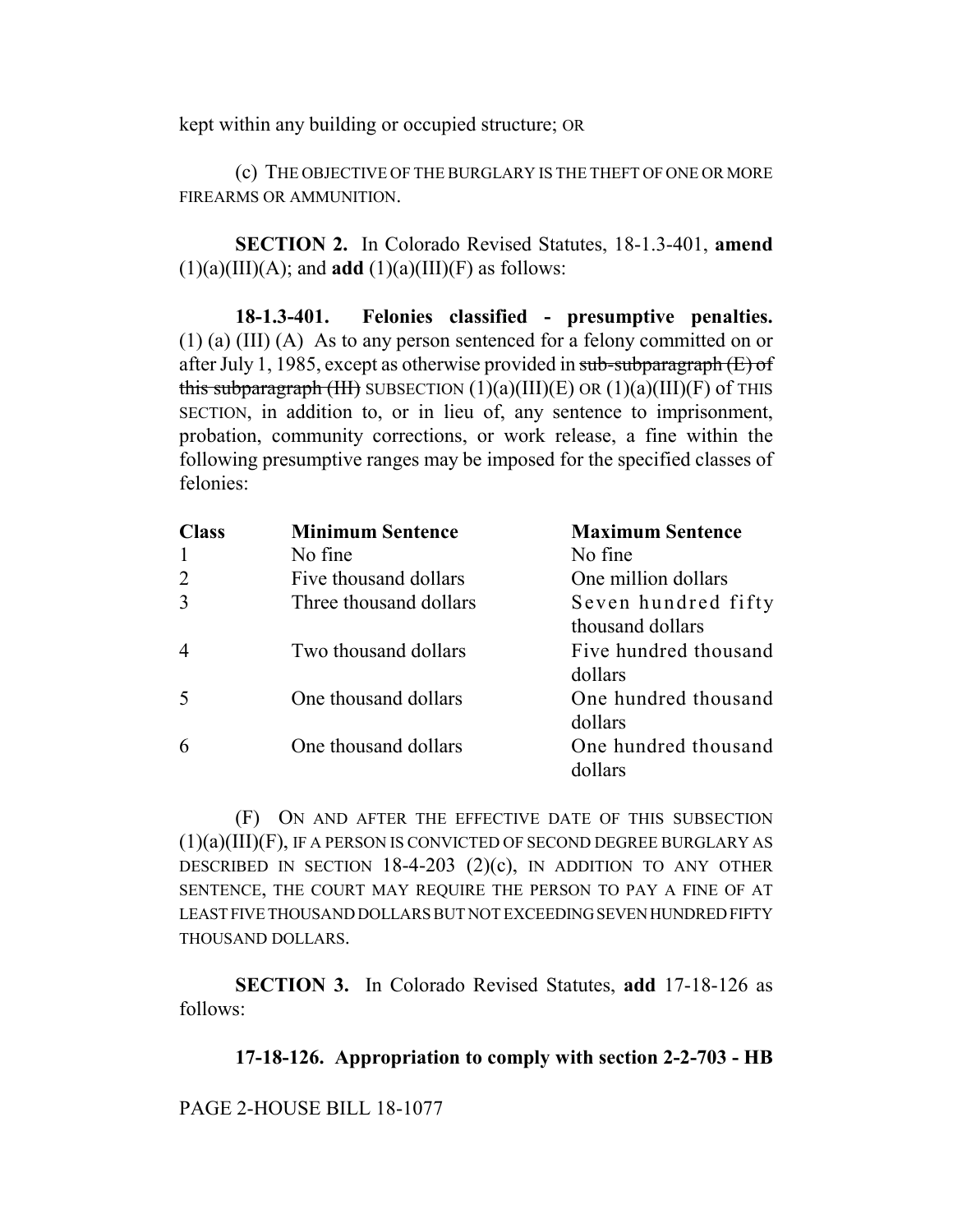kept within any building or occupied structure; OR

(c) THE OBJECTIVE OF THE BURGLARY IS THE THEFT OF ONE OR MORE FIREARMS OR AMMUNITION.

**SECTION 2.** In Colorado Revised Statutes, 18-1.3-401, **amend** (1)(a)(III)(A); and **add** (1)(a)(III)(F) as follows:

**18-1.3-401. Felonies classified - presumptive penalties.** (1) (a) (III) (A) As to any person sentenced for a felony committed on or after July 1, 1985, except as otherwise provided in ~~sub-subparagraph (E) of this subparagraph (III)~~ SUBSECTION (1)(a)(III)(E) OR (1)(a)(III)(F) of THIS SECTION, in addition to, or in lieu of, any sentence to imprisonment, probation, community corrections, or work release, a fine within the following presumptive ranges may be imposed for the specified classes of felonies:

| Class | Minimum Sentence | Maximum Sentence |
|---|---|---|
| 1 | No fine | No fine |
| 2 | Five thousand dollars | One million dollars |
| 3 | Three thousand dollars | Seven hundred fifty thousand dollars |
| 4 | Two thousand dollars | Five hundred thousand dollars |
| 5 | One thousand dollars | One hundred thousand dollars |
| 6 | One thousand dollars | One hundred thousand dollars |

(F) ON AND AFTER THE EFFECTIVE DATE OF THIS SUBSECTION (1)(a)(III)(F), IF A PERSON IS CONVICTED OF SECOND DEGREE BURGLARY AS DESCRIBED IN SECTION 18-4-203 (2)(c), IN ADDITION TO ANY OTHER SENTENCE, THE COURT MAY REQUIRE THE PERSON TO PAY A FINE OF AT LEAST FIVE THOUSAND DOLLARS BUT NOT EXCEEDING SEVEN HUNDRED FIFTY THOUSAND DOLLARS.

**SECTION 3.** In Colorado Revised Statutes, **add** 17-18-126 as follows:

**17-18-126. Appropriation to comply with section 2-2-703 - HB**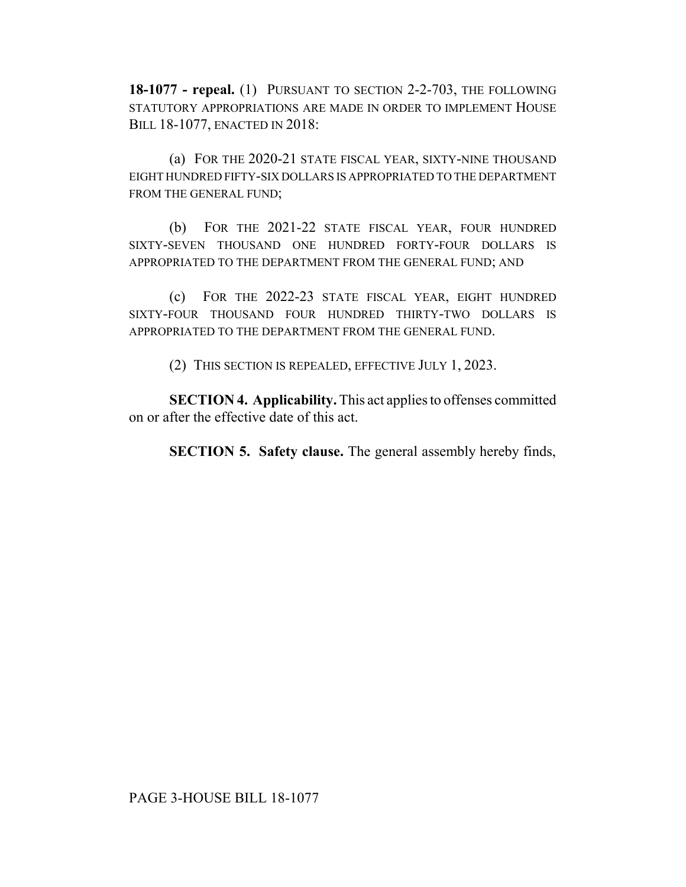**18-1077 - repeal.** (1) PURSUANT TO SECTION 2-2-703, THE FOLLOWING STATUTORY APPROPRIATIONS ARE MADE IN ORDER TO IMPLEMENT HOUSE BILL 18-1077, ENACTED IN 2018:

(a) FOR THE 2020-21 STATE FISCAL YEAR, SIXTY-NINE THOUSAND EIGHT HUNDRED FIFTY-SIX DOLLARS IS APPROPRIATED TO THE DEPARTMENT FROM THE GENERAL FUND;

(b) FOR THE 2021-22 STATE FISCAL YEAR, FOUR HUNDRED SIXTY-SEVEN THOUSAND ONE HUNDRED FORTY-FOUR DOLLARS IS APPROPRIATED TO THE DEPARTMENT FROM THE GENERAL FUND; AND

(c) FOR THE 2022-23 STATE FISCAL YEAR, EIGHT HUNDRED SIXTY-FOUR THOUSAND FOUR HUNDRED THIRTY-TWO DOLLARS IS APPROPRIATED TO THE DEPARTMENT FROM THE GENERAL FUND.

(2) THIS SECTION IS REPEALED, EFFECTIVE JULY 1, 2023.

**SECTION 4. Applicability.** This act applies to offenses committed on or after the effective date of this act.

**SECTION 5. Safety clause.** The general assembly hereby finds,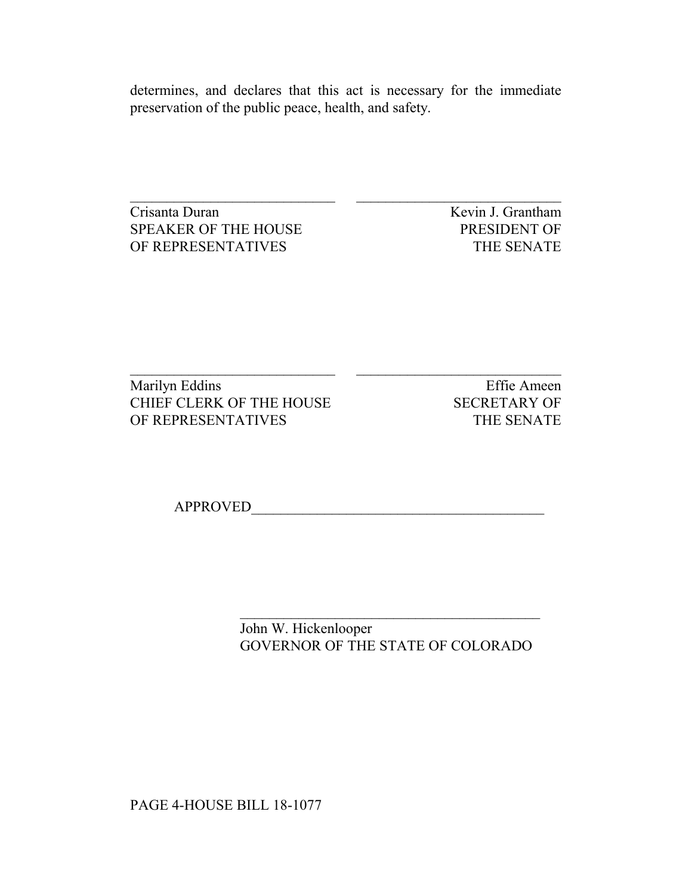determines, and declares that this act is necessary for the immediate preservation of the public peace, health, and safety.

| | |
|---|---|
| ____________________________ | ____________________________ |
| Crisanta Duran | Kevin J. Grantham |
| SPEAKER OF THE HOUSE | PRESIDENT OF |
| OF REPRESENTATIVES | THE SENATE |

| | |
|---|---|
| ____________________________ | ____________________________ |
| Marilyn Eddins | Effie Ameen |
| CHIEF CLERK OF THE HOUSE | SECRETARY OF |
| OF REPRESENTATIVES | THE SENATE |

APPROVED________________________________________

__________________________________________
John W. Hickenlooper
GOVERNOR OF THE STATE OF COLORADO

PAGE 4-HOUSE BILL 18-1077